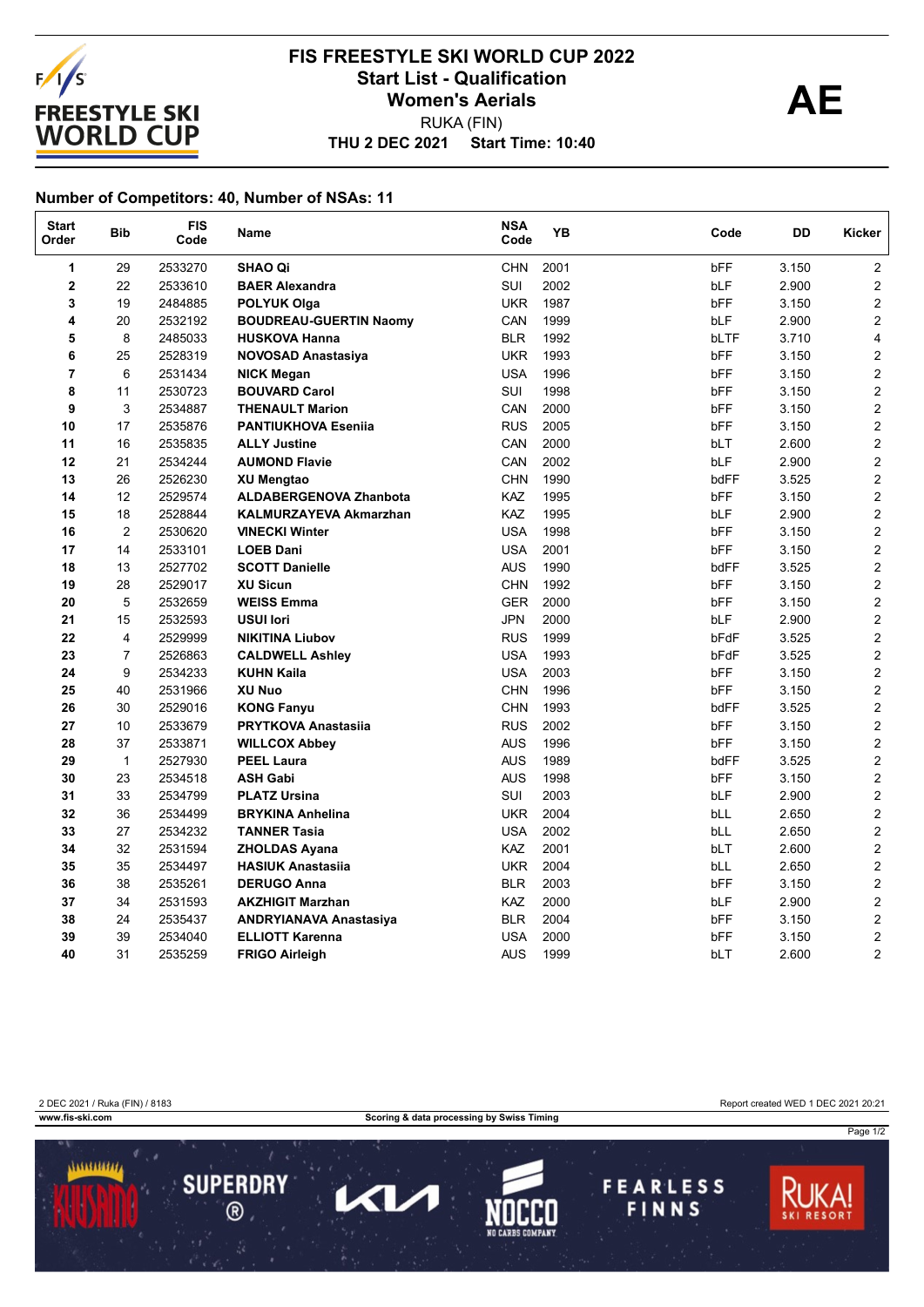# FIS FREESTYLE SKI WORLD CUP 2022
## Start List - Qualification
## Women's Aerials

RUKA (FIN)

**THU 2 DEC 2021 Start Time: 10:40**

**AE**

### Number of Competitors: 40, Number of NSAs: 11

| Start Order | Bib | FIS Code | Name | NSA Code | YB | Code | DD | Kicker |
|---|---|---|---|---|---|---|---|---|
| 1 | 29 | 2533270 | **SHAO Qi** | CHN | 2001 | bFF | 3.150 | 2 |
| 2 | 22 | 2533610 | **BAER Alexandra** | SUI | 2002 | bLF | 2.900 | 2 |
| 3 | 19 | 2484885 | **POLYUK Olga** | UKR | 1987 | bFF | 3.150 | 2 |
| 4 | 20 | 2532192 | **BOUDREAU-GUERTIN Naomy** | CAN | 1999 | bLF | 2.900 | 2 |
| 5 | 8 | 2485033 | **HUSKOVA Hanna** | BLR | 1992 | bLTF | 3.710 | 4 |
| 6 | 25 | 2528319 | **NOVOSAD Anastasiya** | UKR | 1993 | bFF | 3.150 | 2 |
| 7 | 6 | 2531434 | **NICK Megan** | USA | 1996 | bFF | 3.150 | 2 |
| 8 | 11 | 2530723 | **BOUVARD Carol** | SUI | 1998 | bFF | 3.150 | 2 |
| 9 | 3 | 2534887 | **THENAULT Marion** | CAN | 2000 | bFF | 3.150 | 2 |
| 10 | 17 | 2535876 | **PANTIUKHOVA Eseniia** | RUS | 2005 | bFF | 3.150 | 2 |
| 11 | 16 | 2535835 | **ALLY Justine** | CAN | 2000 | bLT | 2.600 | 2 |
| 12 | 21 | 2534244 | **AUMOND Flavie** | CAN | 2002 | bLF | 2.900 | 2 |
| 13 | 26 | 2526230 | **XU Mengtao** | CHN | 1990 | bdFF | 3.525 | 2 |
| 14 | 12 | 2529574 | **ALDABERGENOVA Zhanbota** | KAZ | 1995 | bFF | 3.150 | 2 |
| 15 | 18 | 2528844 | **KALMURZAYEVA Akmarzhan** | KAZ | 1995 | bLF | 2.900 | 2 |
| 16 | 2 | 2530620 | **VINECKI Winter** | USA | 1998 | bFF | 3.150 | 2 |
| 17 | 14 | 2533101 | **LOEB Dani** | USA | 2001 | bFF | 3.150 | 2 |
| 18 | 13 | 2527702 | **SCOTT Danielle** | AUS | 1990 | bdFF | 3.525 | 2 |
| 19 | 28 | 2529017 | **XU Sicun** | CHN | 1992 | bFF | 3.150 | 2 |
| 20 | 5 | 2532659 | **WEISS Emma** | GER | 2000 | bFF | 3.150 | 2 |
| 21 | 15 | 2532593 | **USUI Iori** | JPN | 2000 | bLF | 2.900 | 2 |
| 22 | 4 | 2529999 | **NIKITINA Liubov** | RUS | 1999 | bFdF | 3.525 | 2 |
| 23 | 7 | 2526863 | **CALDWELL Ashley** | USA | 1993 | bFdF | 3.525 | 2 |
| 24 | 9 | 2534233 | **KUHN Kaila** | USA | 2003 | bFF | 3.150 | 2 |
| 25 | 40 | 2531966 | **XU Nuo** | CHN | 1996 | bFF | 3.150 | 2 |
| 26 | 30 | 2529016 | **KONG Fanyu** | CHN | 1993 | bdFF | 3.525 | 2 |
| 27 | 10 | 2533679 | **PRYTKOVA Anastasiia** | RUS | 2002 | bFF | 3.150 | 2 |
| 28 | 37 | 2533871 | **WILLCOX Abbey** | AUS | 1996 | bFF | 3.150 | 2 |
| 29 | 1 | 2527930 | **PEEL Laura** | AUS | 1989 | bdFF | 3.525 | 2 |
| 30 | 23 | 2534518 | **ASH Gabi** | AUS | 1998 | bFF | 3.150 | 2 |
| 31 | 33 | 2534799 | **PLATZ Ursina** | SUI | 2003 | bLF | 2.900 | 2 |
| 32 | 36 | 2534499 | **BRYKINA Anhelina** | UKR | 2004 | bLL | 2.650 | 2 |
| 33 | 27 | 2534232 | **TANNER Tasia** | USA | 2002 | bLL | 2.650 | 2 |
| 34 | 32 | 2531594 | **ZHOLDAS Ayana** | KAZ | 2001 | bLT | 2.600 | 2 |
| 35 | 35 | 2534497 | **HASIUK Anastasiia** | UKR | 2004 | bLL | 2.650 | 2 |
| 36 | 38 | 2535261 | **DERUGO Anna** | BLR | 2003 | bFF | 3.150 | 2 |
| 37 | 34 | 2531593 | **AKZHIGIT Marzhan** | KAZ | 2000 | bLF | 2.900 | 2 |
| 38 | 24 | 2535437 | **ANDRYIANAVA Anastasiya** | BLR | 2004 | bFF | 3.150 | 2 |
| 39 | 39 | 2534040 | **ELLIOTT Karenna** | USA | 2000 | bFF | 3.150 | 2 |
| 40 | 31 | 2535259 | **FRIGO Airleigh** | AUS | 1999 | bLT | 2.600 | 2 |

2 DEC 2021 / Ruka (FIN) / 8183

Report created WED 1 DEC 2021 20:21

www.fis-ski.com

Scoring & data processing by Swiss Timing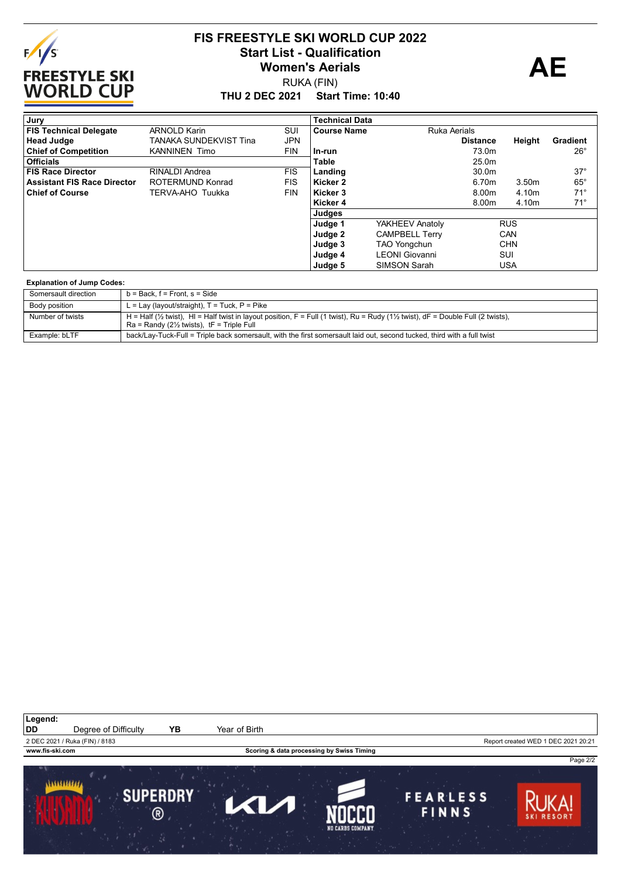# FIS FREESTYLE SKI WORLD CUP 2022

## Start List - Qualification

## Women's Aerials

RUKA (FIN)

**THU 2 DEC 2021 Start Time: 10:40**

**AE**

| Jury | | |
|---|---|---|
| **FIS Technical Delegate** | ARNOLD Karin | SUI |
| **Head Judge** | TANAKA SUNDEKVIST Tina | JPN |
| **Chief of Competition** | KANNINEN Timo | FIN |
| **Officials** | | |
| **FIS Race Director** | RINALDI Andrea | FIS |
| **Assistant FIS Race Director** | ROTERMUND Konrad | FIS |
| **Chief of Course** | TERVA-AHO Tuukka | FIN |

| Technical Data | | | |
|---|---|---|---|
| **Course Name** | Ruka Aerials | | |
| | **Distance** | **Height** | **Gradient** |
| **In-run** | 73.0m | | 26° |
| **Table** | 25.0m | | |
| **Landing** | 30.0m | | 37° |
| **Kicker 2** | 6.70m | 3.50m | 65° |
| **Kicker 3** | 8.00m | 4.10m | 71° |
| **Kicker 4** | 8.00m | 4.10m | 71° |

| Judges | | |
|---|---|---|
| **Judge 1** | YAKHEEV Anatoly | RUS |
| **Judge 2** | CAMPBELL Terry | CAN |
| **Judge 3** | TAO Yongchun | CHN |
| **Judge 4** | LEONI Giovanni | SUI |
| **Judge 5** | SIMSON Sarah | USA |

**Explanation of Jump Codes:**

| | |
|---|---|
| Somersault direction | b = Back, f = Front, s = Side |
| Body position | L = Lay (layout/straight), T = Tuck, P = Pike |
| Number of twists | H = Half (½ twist), Hl = Half twist in layout position, F = Full (1 twist), Ru = Rudy (1½ twist), dF = Double Full (2 twists), Ra = Randy (2½ twists), tF = Triple Full |
| Example: bLTF | back/Lay-Tuck-Full = Triple back somersault, with the first somersault laid out, second tucked, third with a full twist |

**Legend:**

| | | | |
|---|---|---|---|
| **DD** | Degree of Difficulty | **YB** | Year of Birth |

2 DEC 2021 / Ruka (FIN) / 8183

Report created WED 1 DEC 2021 20:21

www.fis-ski.com

Scoring & data processing by Swiss Timing